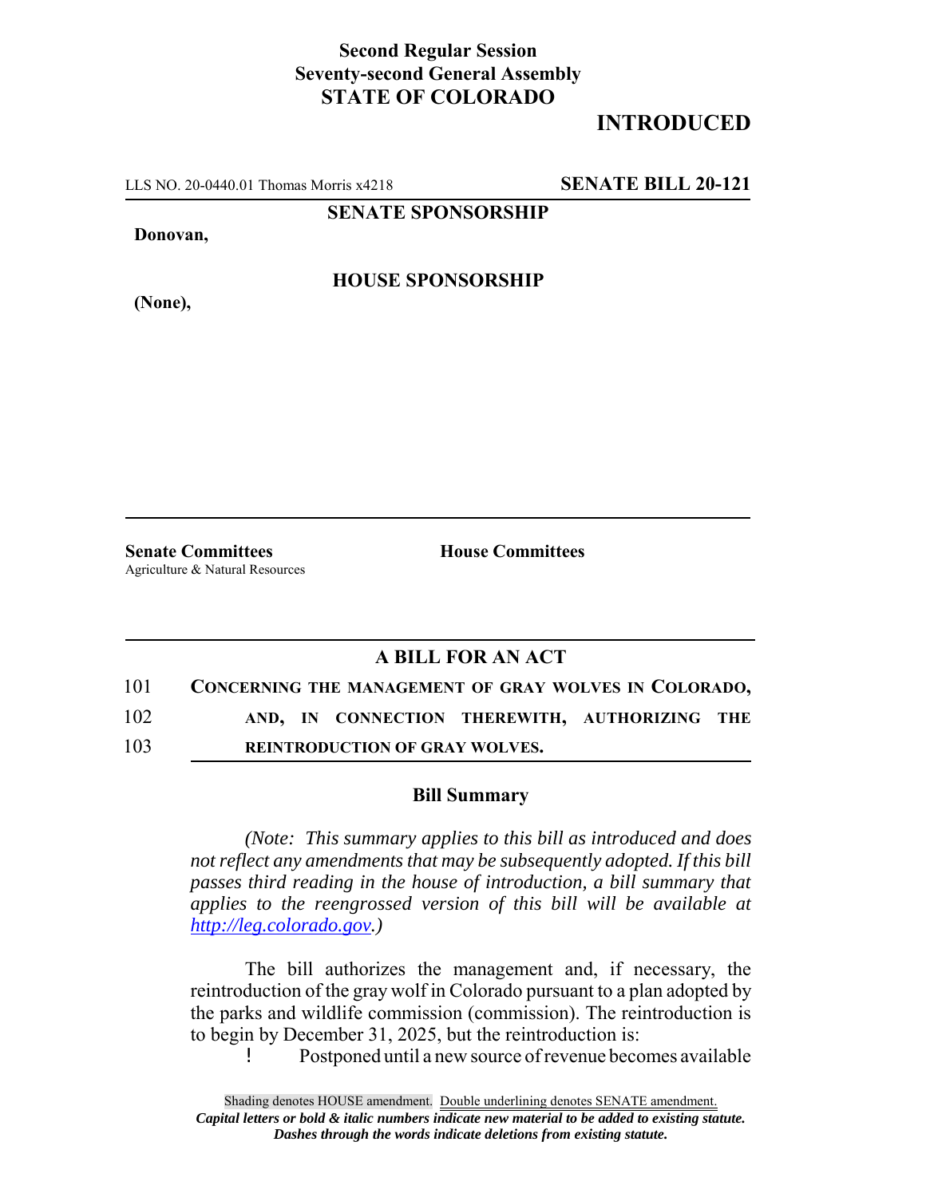**Second Regular Session**
**Seventy-second General Assembly**
**STATE OF COLORADO**

# INTRODUCED

LLS NO. 20-0440.01 Thomas Morris x4218 **SENATE BILL 20-121**

**SENATE SPONSORSHIP**

**Donovan,**

**HOUSE SPONSORSHIP**

**(None),**

**Senate Committees**
Agriculture & Natural Resources

**House Committees**

## A BILL FOR AN ACT

101 **CONCERNING THE MANAGEMENT OF GRAY WOLVES IN COLORADO,**
102 **AND, IN CONNECTION THEREWITH, AUTHORIZING THE**
103 **REINTRODUCTION OF GRAY WOLVES.**

### Bill Summary

*(Note: This summary applies to this bill as introduced and does not reflect any amendments that may be subsequently adopted. If this bill passes third reading in the house of introduction, a bill summary that applies to the reengrossed version of this bill will be available at http://leg.colorado.gov.)*

The bill authorizes the management and, if necessary, the reintroduction of the gray wolf in Colorado pursuant to a plan adopted by the parks and wildlife commission (commission). The reintroduction is to begin by December 31, 2025, but the reintroduction is:

- Postponed until a new source of revenue becomes available

Shading denotes HOUSE amendment. Double underlining denotes SENATE amendment.
*Capital letters or bold & italic numbers indicate new material to be added to existing statute.*
*Dashes through the words indicate deletions from existing statute.*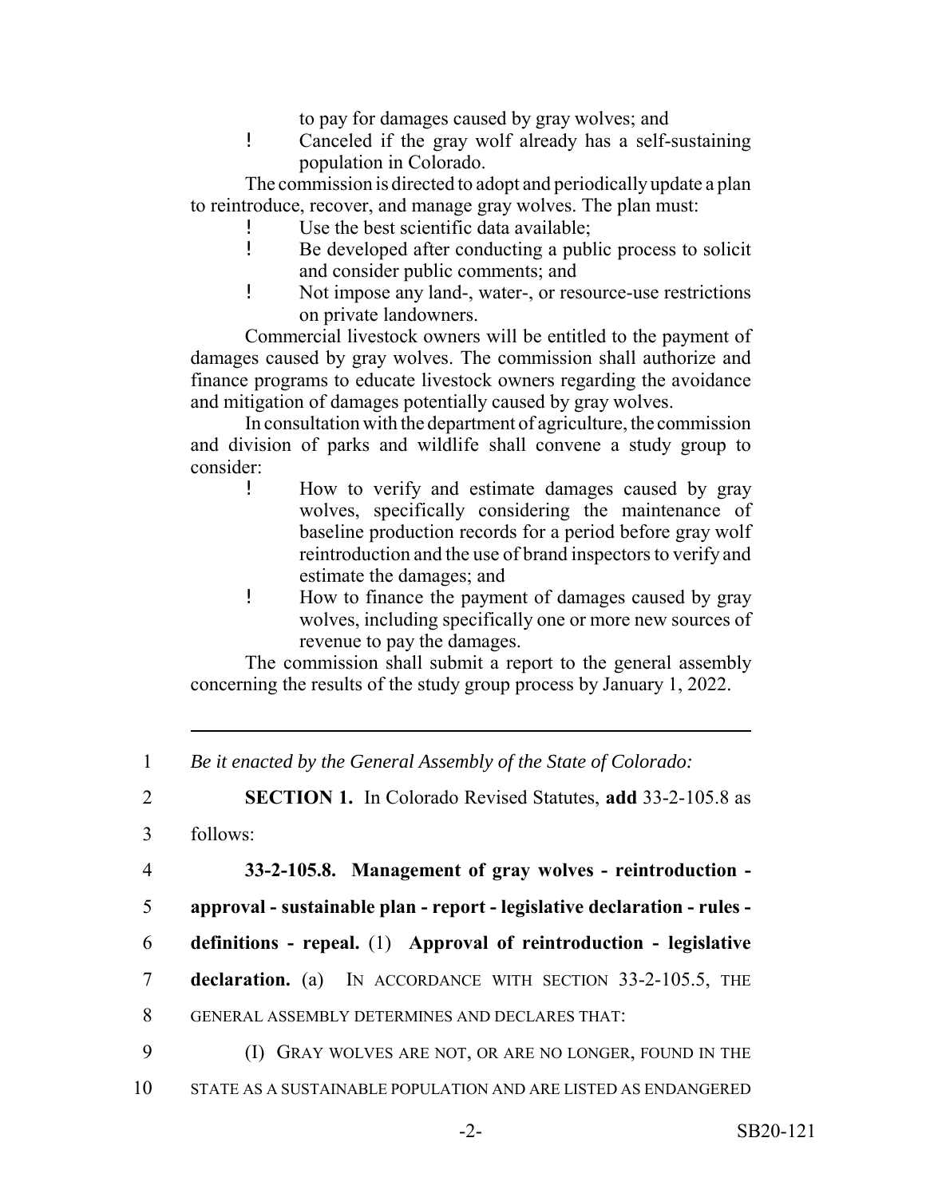to pay for damages caused by gray wolves; and

- Canceled if the gray wolf already has a self-sustaining population in Colorado.

The commission is directed to adopt and periodically update a plan to reintroduce, recover, and manage gray wolves. The plan must:

- Use the best scientific data available;
- Be developed after conducting a public process to solicit and consider public comments; and
- Not impose any land-, water-, or resource-use restrictions on private landowners.

Commercial livestock owners will be entitled to the payment of damages caused by gray wolves. The commission shall authorize and finance programs to educate livestock owners regarding the avoidance and mitigation of damages potentially caused by gray wolves.

In consultation with the department of agriculture, the commission and division of parks and wildlife shall convene a study group to consider:

- How to verify and estimate damages caused by gray wolves, specifically considering the maintenance of baseline production records for a period before gray wolf reintroduction and the use of brand inspectors to verify and estimate the damages; and
- How to finance the payment of damages caused by gray wolves, including specifically one or more new sources of revenue to pay the damages.

The commission shall submit a report to the general assembly concerning the results of the study group process by January 1, 2022.

---

1 *Be it enacted by the General Assembly of the State of Colorado:*

2 **SECTION 1.** In Colorado Revised Statutes, **add** 33-2-105.8 as

3 follows:

4 **33-2-105.8. Management of gray wolves - reintroduction -**

5 **approval - sustainable plan - report - legislative declaration - rules -**

6 **definitions - repeal.** (1) **Approval of reintroduction - legislative**

7 **declaration.** (a) IN ACCORDANCE WITH SECTION 33-2-105.5, THE

8 GENERAL ASSEMBLY DETERMINES AND DECLARES THAT:

9 (I) GRAY WOLVES ARE NOT, OR ARE NO LONGER, FOUND IN THE

10 STATE AS A SUSTAINABLE POPULATION AND ARE LISTED AS ENDANGERED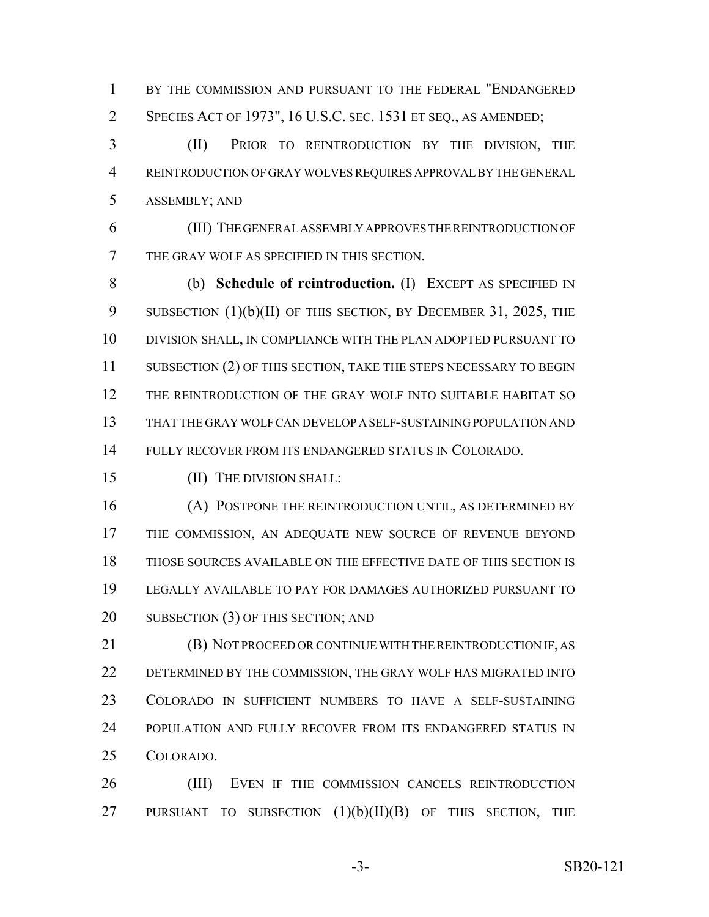BY THE COMMISSION AND PURSUANT TO THE FEDERAL "ENDANGERED SPECIES ACT OF 1973", 16 U.S.C. SEC. 1531 ET SEQ., AS AMENDED;

(II) PRIOR TO REINTRODUCTION BY THE DIVISION, THE REINTRODUCTION OF GRAY WOLVES REQUIRES APPROVAL BY THE GENERAL ASSEMBLY; AND

(III) THE GENERAL ASSEMBLY APPROVES THE REINTRODUCTION OF THE GRAY WOLF AS SPECIFIED IN THIS SECTION.

(b) **Schedule of reintroduction.** (I) EXCEPT AS SPECIFIED IN SUBSECTION (1)(b)(II) OF THIS SECTION, BY DECEMBER 31, 2025, THE DIVISION SHALL, IN COMPLIANCE WITH THE PLAN ADOPTED PURSUANT TO SUBSECTION (2) OF THIS SECTION, TAKE THE STEPS NECESSARY TO BEGIN THE REINTRODUCTION OF THE GRAY WOLF INTO SUITABLE HABITAT SO THAT THE GRAY WOLF CAN DEVELOP A SELF-SUSTAINING POPULATION AND FULLY RECOVER FROM ITS ENDANGERED STATUS IN COLORADO.

(II) THE DIVISION SHALL:

(A) POSTPONE THE REINTRODUCTION UNTIL, AS DETERMINED BY THE COMMISSION, AN ADEQUATE NEW SOURCE OF REVENUE BEYOND THOSE SOURCES AVAILABLE ON THE EFFECTIVE DATE OF THIS SECTION IS LEGALLY AVAILABLE TO PAY FOR DAMAGES AUTHORIZED PURSUANT TO SUBSECTION (3) OF THIS SECTION; AND

(B) NOT PROCEED OR CONTINUE WITH THE REINTRODUCTION IF, AS DETERMINED BY THE COMMISSION, THE GRAY WOLF HAS MIGRATED INTO COLORADO IN SUFFICIENT NUMBERS TO HAVE A SELF-SUSTAINING POPULATION AND FULLY RECOVER FROM ITS ENDANGERED STATUS IN COLORADO.

(III) EVEN IF THE COMMISSION CANCELS REINTRODUCTION PURSUANT TO SUBSECTION (1)(b)(II)(B) OF THIS SECTION, THE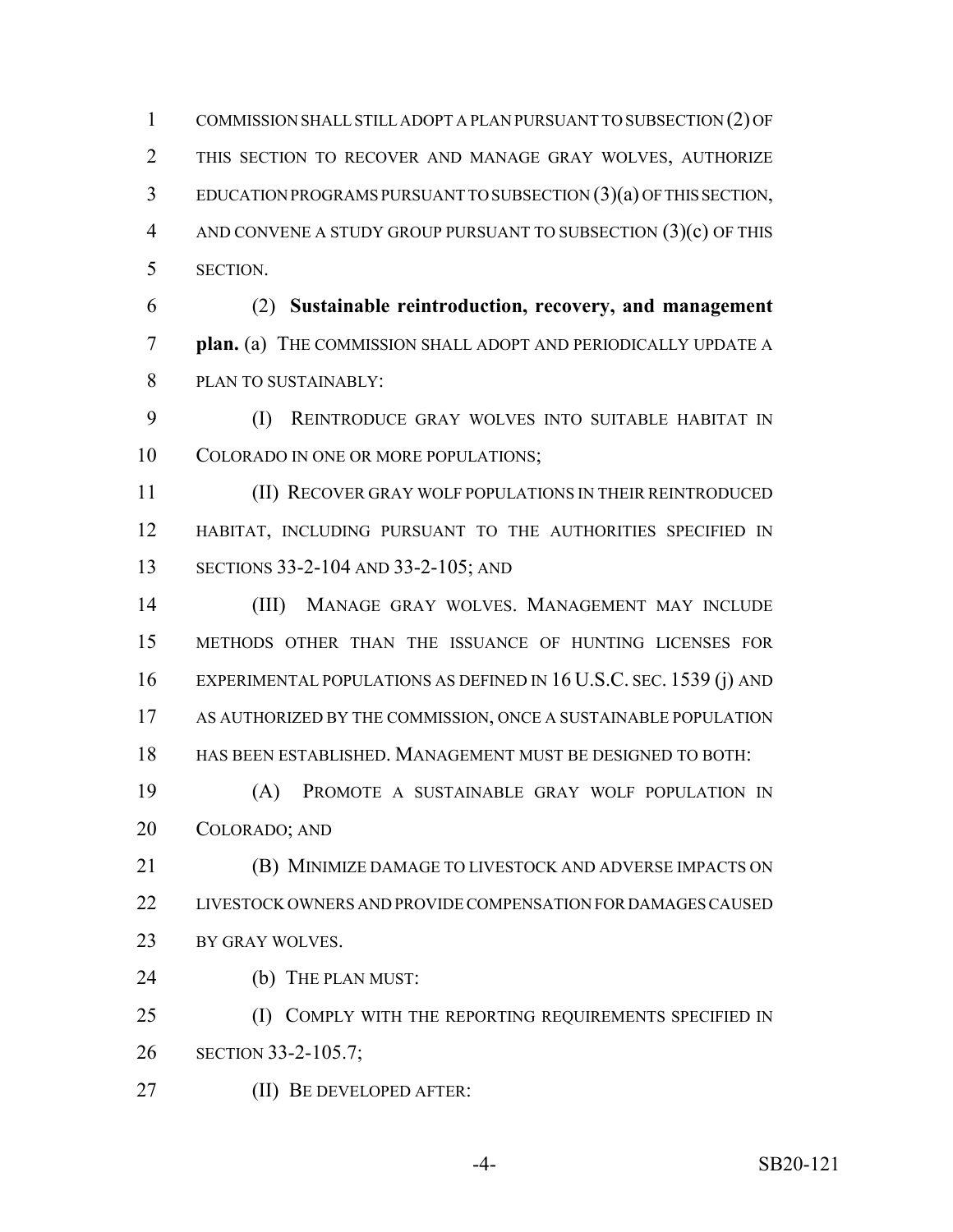COMMISSION SHALL STILL ADOPT A PLAN PURSUANT TO SUBSECTION (2) OF THIS SECTION TO RECOVER AND MANAGE GRAY WOLVES, AUTHORIZE EDUCATION PROGRAMS PURSUANT TO SUBSECTION (3)(a) OF THIS SECTION, AND CONVENE A STUDY GROUP PURSUANT TO SUBSECTION (3)(c) OF THIS SECTION.

(2) **Sustainable reintroduction, recovery, and management plan.** (a) THE COMMISSION SHALL ADOPT AND PERIODICALLY UPDATE A PLAN TO SUSTAINABLY:

(I) REINTRODUCE GRAY WOLVES INTO SUITABLE HABITAT IN COLORADO IN ONE OR MORE POPULATIONS;

(II) RECOVER GRAY WOLF POPULATIONS IN THEIR REINTRODUCED HABITAT, INCLUDING PURSUANT TO THE AUTHORITIES SPECIFIED IN SECTIONS 33-2-104 AND 33-2-105; AND

(III) MANAGE GRAY WOLVES. MANAGEMENT MAY INCLUDE METHODS OTHER THAN THE ISSUANCE OF HUNTING LICENSES FOR EXPERIMENTAL POPULATIONS AS DEFINED IN 16 U.S.C. SEC. 1539 (j) AND AS AUTHORIZED BY THE COMMISSION, ONCE A SUSTAINABLE POPULATION HAS BEEN ESTABLISHED. MANAGEMENT MUST BE DESIGNED TO BOTH:

(A) PROMOTE A SUSTAINABLE GRAY WOLF POPULATION IN COLORADO; AND

(B) MINIMIZE DAMAGE TO LIVESTOCK AND ADVERSE IMPACTS ON LIVESTOCK OWNERS AND PROVIDE COMPENSATION FOR DAMAGES CAUSED BY GRAY WOLVES.

(b) THE PLAN MUST:

(I) COMPLY WITH THE REPORTING REQUIREMENTS SPECIFIED IN SECTION 33-2-105.7;

(II) BE DEVELOPED AFTER: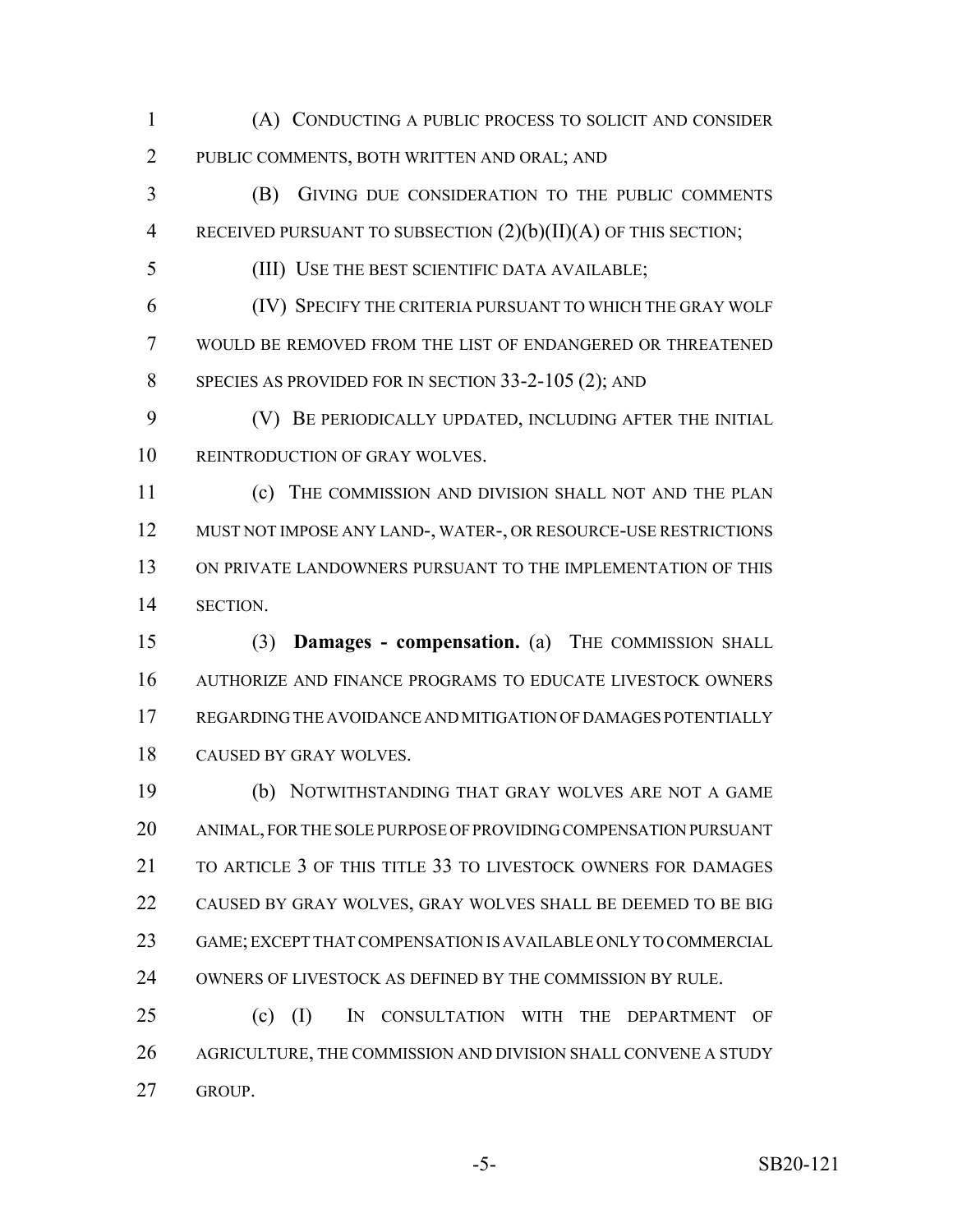(A) CONDUCTING A PUBLIC PROCESS TO SOLICIT AND CONSIDER PUBLIC COMMENTS, BOTH WRITTEN AND ORAL; AND

(B) GIVING DUE CONSIDERATION TO THE PUBLIC COMMENTS RECEIVED PURSUANT TO SUBSECTION (2)(b)(II)(A) OF THIS SECTION;

(III) USE THE BEST SCIENTIFIC DATA AVAILABLE;

(IV) SPECIFY THE CRITERIA PURSUANT TO WHICH THE GRAY WOLF WOULD BE REMOVED FROM THE LIST OF ENDANGERED OR THREATENED SPECIES AS PROVIDED FOR IN SECTION 33-2-105 (2); AND

(V) BE PERIODICALLY UPDATED, INCLUDING AFTER THE INITIAL REINTRODUCTION OF GRAY WOLVES.

(c) THE COMMISSION AND DIVISION SHALL NOT AND THE PLAN MUST NOT IMPOSE ANY LAND-, WATER-, OR RESOURCE-USE RESTRICTIONS ON PRIVATE LANDOWNERS PURSUANT TO THE IMPLEMENTATION OF THIS SECTION.

(3) **Damages - compensation.** (a) THE COMMISSION SHALL AUTHORIZE AND FINANCE PROGRAMS TO EDUCATE LIVESTOCK OWNERS REGARDING THE AVOIDANCE AND MITIGATION OF DAMAGES POTENTIALLY CAUSED BY GRAY WOLVES.

(b) NOTWITHSTANDING THAT GRAY WOLVES ARE NOT A GAME ANIMAL, FOR THE SOLE PURPOSE OF PROVIDING COMPENSATION PURSUANT TO ARTICLE 3 OF THIS TITLE 33 TO LIVESTOCK OWNERS FOR DAMAGES CAUSED BY GRAY WOLVES, GRAY WOLVES SHALL BE DEEMED TO BE BIG GAME; EXCEPT THAT COMPENSATION IS AVAILABLE ONLY TO COMMERCIAL OWNERS OF LIVESTOCK AS DEFINED BY THE COMMISSION BY RULE.

(c) (I) IN CONSULTATION WITH THE DEPARTMENT OF AGRICULTURE, THE COMMISSION AND DIVISION SHALL CONVENE A STUDY GROUP.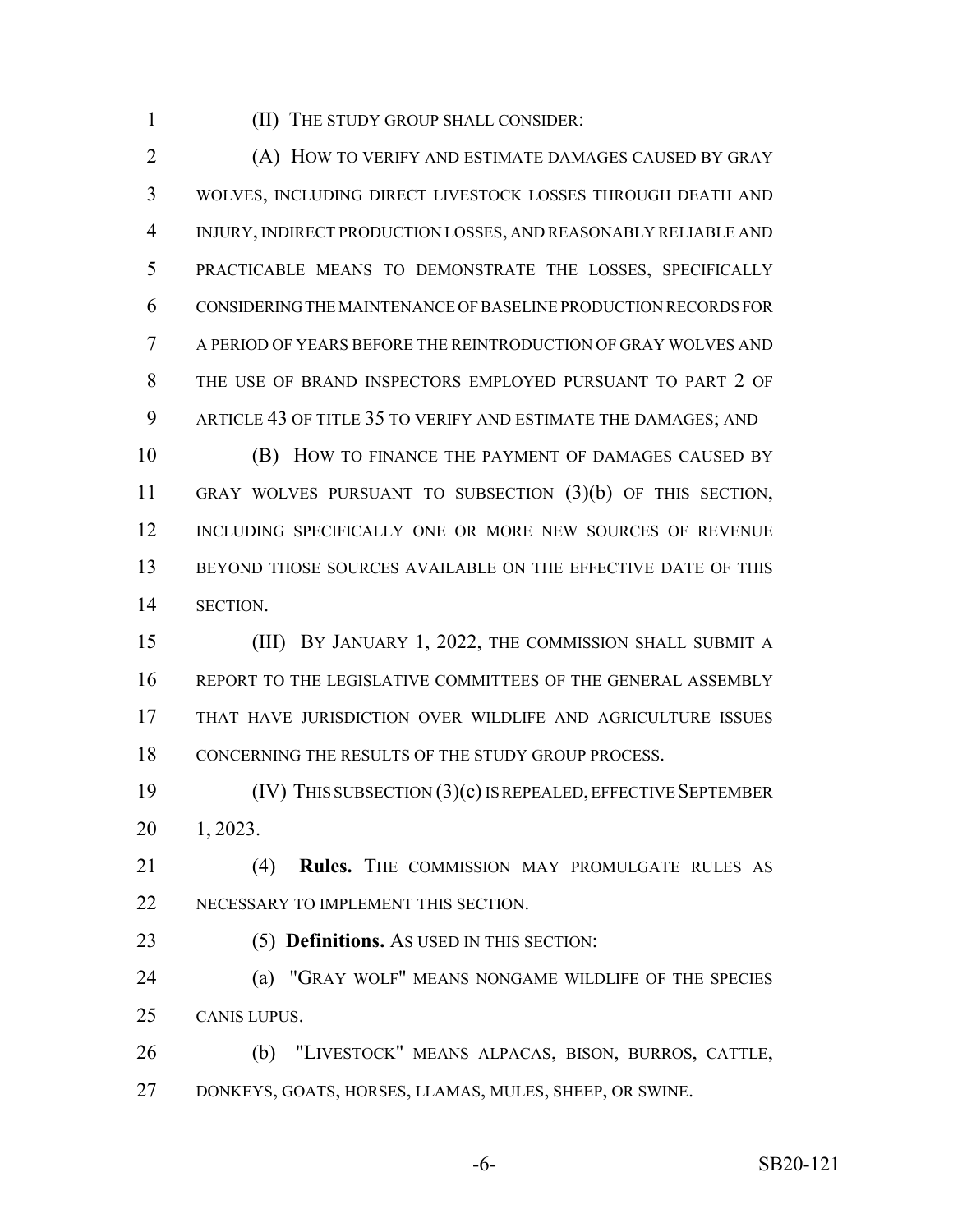(II) THE STUDY GROUP SHALL CONSIDER:

(A) HOW TO VERIFY AND ESTIMATE DAMAGES CAUSED BY GRAY WOLVES, INCLUDING DIRECT LIVESTOCK LOSSES THROUGH DEATH AND INJURY, INDIRECT PRODUCTION LOSSES, AND REASONABLY RELIABLE AND PRACTICABLE MEANS TO DEMONSTRATE THE LOSSES, SPECIFICALLY CONSIDERING THE MAINTENANCE OF BASELINE PRODUCTION RECORDS FOR A PERIOD OF YEARS BEFORE THE REINTRODUCTION OF GRAY WOLVES AND THE USE OF BRAND INSPECTORS EMPLOYED PURSUANT TO PART 2 OF ARTICLE 43 OF TITLE 35 TO VERIFY AND ESTIMATE THE DAMAGES; AND

(B) HOW TO FINANCE THE PAYMENT OF DAMAGES CAUSED BY GRAY WOLVES PURSUANT TO SUBSECTION (3)(b) OF THIS SECTION, INCLUDING SPECIFICALLY ONE OR MORE NEW SOURCES OF REVENUE BEYOND THOSE SOURCES AVAILABLE ON THE EFFECTIVE DATE OF THIS SECTION.

(III) BY JANUARY 1, 2022, THE COMMISSION SHALL SUBMIT A REPORT TO THE LEGISLATIVE COMMITTEES OF THE GENERAL ASSEMBLY THAT HAVE JURISDICTION OVER WILDLIFE AND AGRICULTURE ISSUES CONCERNING THE RESULTS OF THE STUDY GROUP PROCESS.

(IV) THIS SUBSECTION (3)(c) IS REPEALED, EFFECTIVE SEPTEMBER 1, 2023.

(4) **Rules.** THE COMMISSION MAY PROMULGATE RULES AS NECESSARY TO IMPLEMENT THIS SECTION.

(5) **Definitions.** AS USED IN THIS SECTION:

(a) "GRAY WOLF" MEANS NONGAME WILDLIFE OF THE SPECIES CANIS LUPUS.

(b) "LIVESTOCK" MEANS ALPACAS, BISON, BURROS, CATTLE, DONKEYS, GOATS, HORSES, LLAMAS, MULES, SHEEP, OR SWINE.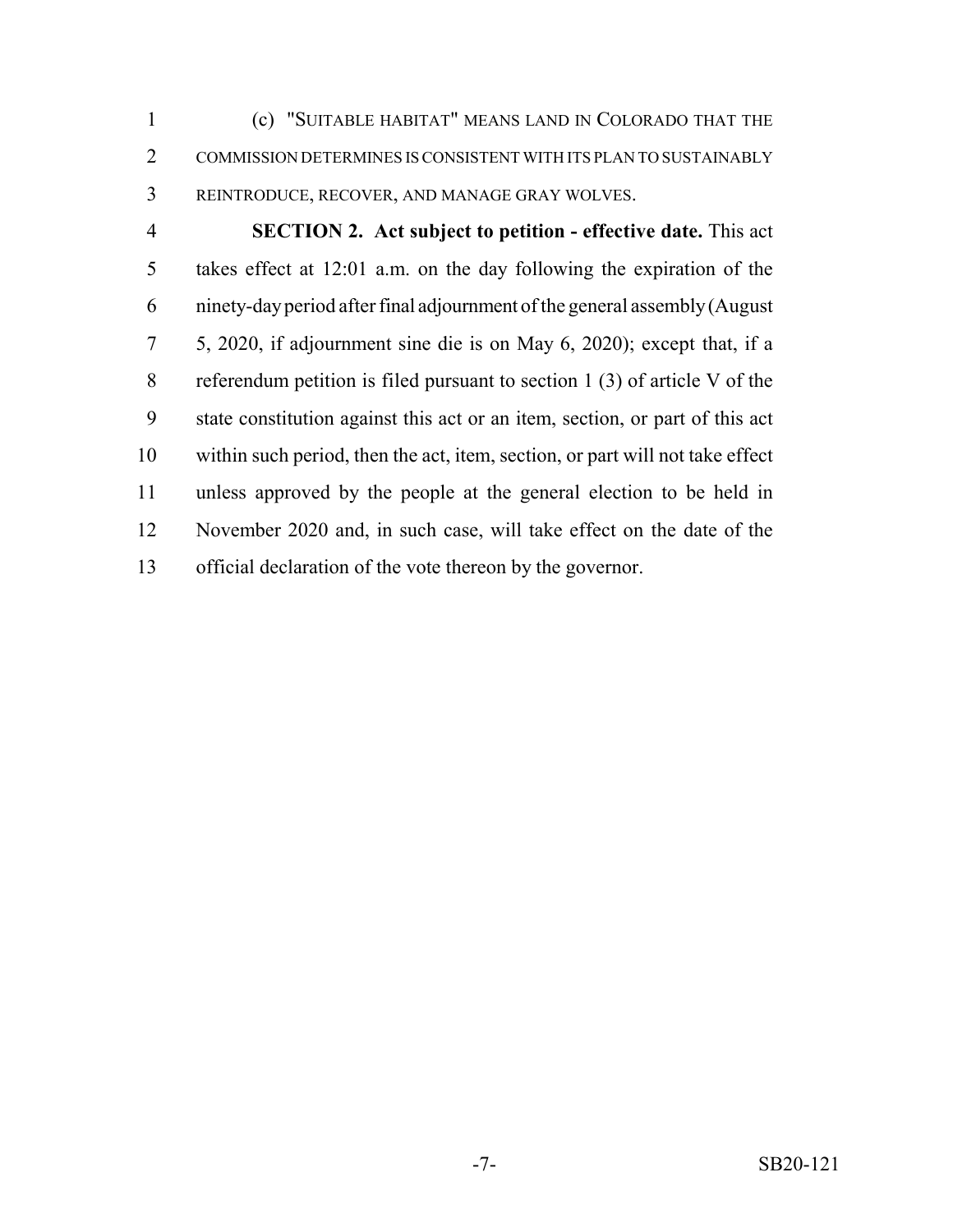(c) "SUITABLE HABITAT" MEANS LAND IN COLORADO THAT THE COMMISSION DETERMINES IS CONSISTENT WITH ITS PLAN TO SUSTAINABLY REINTRODUCE, RECOVER, AND MANAGE GRAY WOLVES.

**SECTION 2. Act subject to petition - effective date.** This act takes effect at 12:01 a.m. on the day following the expiration of the ninety-day period after final adjournment of the general assembly (August 5, 2020, if adjournment sine die is on May 6, 2020); except that, if a referendum petition is filed pursuant to section 1 (3) of article V of the state constitution against this act or an item, section, or part of this act within such period, then the act, item, section, or part will not take effect unless approved by the people at the general election to be held in November 2020 and, in such case, will take effect on the date of the official declaration of the vote thereon by the governor.